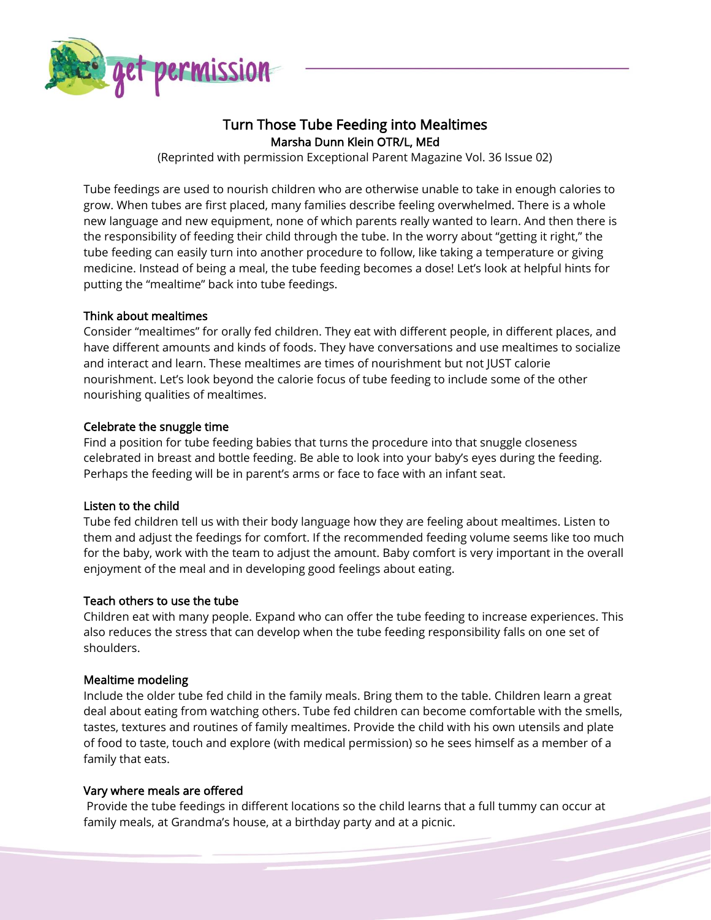# Turn Those Tube Feeding into Mealtimes

**Marsha Dunn Klein OTR/L, MEd**

(Reprinted with permission Exceptional Parent Magazine Vol. 36 Issue 02)

Tube feedings are used to nourish children who are otherwise unable to take in enough calories to grow. When tubes are first placed, many families describe feeling overwhelmed. There is a whole new language and new equipment, none of which parents really wanted to learn. And then there is the responsibility of feeding their child through the tube. In the worry about "getting it right," the tube feeding can easily turn into another procedure to follow, like taking a temperature or giving medicine. Instead of being a meal, the tube feeding becomes a dose! Let's look at helpful hints for putting the "mealtime" back into tube feedings.

## Think about mealtimes

Consider "mealtimes" for orally fed children. They eat with different people, in different places, and have different amounts and kinds of foods. They have conversations and use mealtimes to socialize and interact and learn. These mealtimes are times of nourishment but not JUST calorie nourishment. Let's look beyond the calorie focus of tube feeding to include some of the other nourishing qualities of mealtimes.

## Celebrate the snuggle time

Find a position for tube feeding babies that turns the procedure into that snuggle closeness celebrated in breast and bottle feeding. Be able to look into your baby's eyes during the feeding. Perhaps the feeding will be in parent's arms or face to face with an infant seat.

## Listen to the child

Tube fed children tell us with their body language how they are feeling about mealtimes. Listen to them and adjust the feedings for comfort. If the recommended feeding volume seems like too much for the baby, work with the team to adjust the amount. Baby comfort is very important in the overall enjoyment of the meal and in developing good feelings about eating.

## Teach others to use the tube

Children eat with many people. Expand who can offer the tube feeding to increase experiences. This also reduces the stress that can develop when the tube feeding responsibility falls on one set of shoulders.

## Mealtime modeling

Include the older tube fed child in the family meals. Bring them to the table. Children learn a great deal about eating from watching others. Tube fed children can become comfortable with the smells, tastes, textures and routines of family mealtimes. Provide the child with his own utensils and plate of food to taste, touch and explore (with medical permission) so he sees himself as a member of a family that eats.

## Vary where meals are offered

Provide the tube feedings in different locations so the child learns that a full tummy can occur at family meals, at Grandma's house, at a birthday party and at a picnic.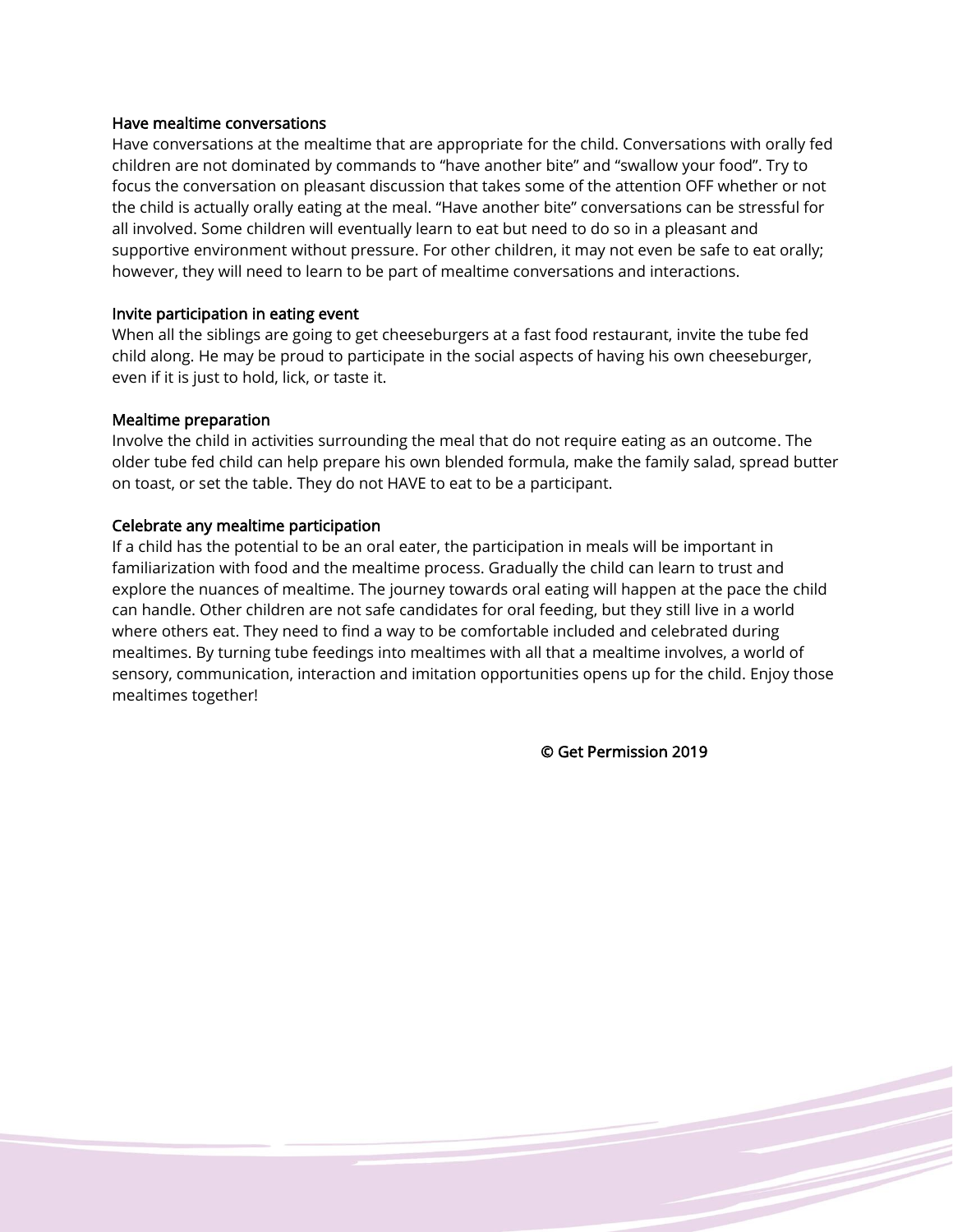### Have mealtime conversations

Have conversations at the mealtime that are appropriate for the child. Conversations with orally fed children are not dominated by commands to "have another bite" and "swallow your food". Try to focus the conversation on pleasant discussion that takes some of the attention OFF whether or not the child is actually orally eating at the meal. "Have another bite" conversations can be stressful for all involved. Some children will eventually learn to eat but need to do so in a pleasant and supportive environment without pressure. For other children, it may not even be safe to eat orally; however, they will need to learn to be part of mealtime conversations and interactions.

### Invite participation in eating event

When all the siblings are going to get cheeseburgers at a fast food restaurant, invite the tube fed child along. He may be proud to participate in the social aspects of having his own cheeseburger, even if it is just to hold, lick, or taste it.

### Mealtime preparation

Involve the child in activities surrounding the meal that do not require eating as an outcome. The older tube fed child can help prepare his own blended formula, make the family salad, spread butter on toast, or set the table. They do not HAVE to eat to be a participant.

### Celebrate any mealtime participation

If a child has the potential to be an oral eater, the participation in meals will be important in familiarization with food and the mealtime process. Gradually the child can learn to trust and explore the nuances of mealtime. The journey towards oral eating will happen at the pace the child can handle. Other children are not safe candidates for oral feeding, but they still live in a world where others eat. They need to find a way to be comfortable included and celebrated during mealtimes. By turning tube feedings into mealtimes with all that a mealtime involves, a world of sensory, communication, interaction and imitation opportunities opens up for the child. Enjoy those mealtimes together!

© Get Permission 2019